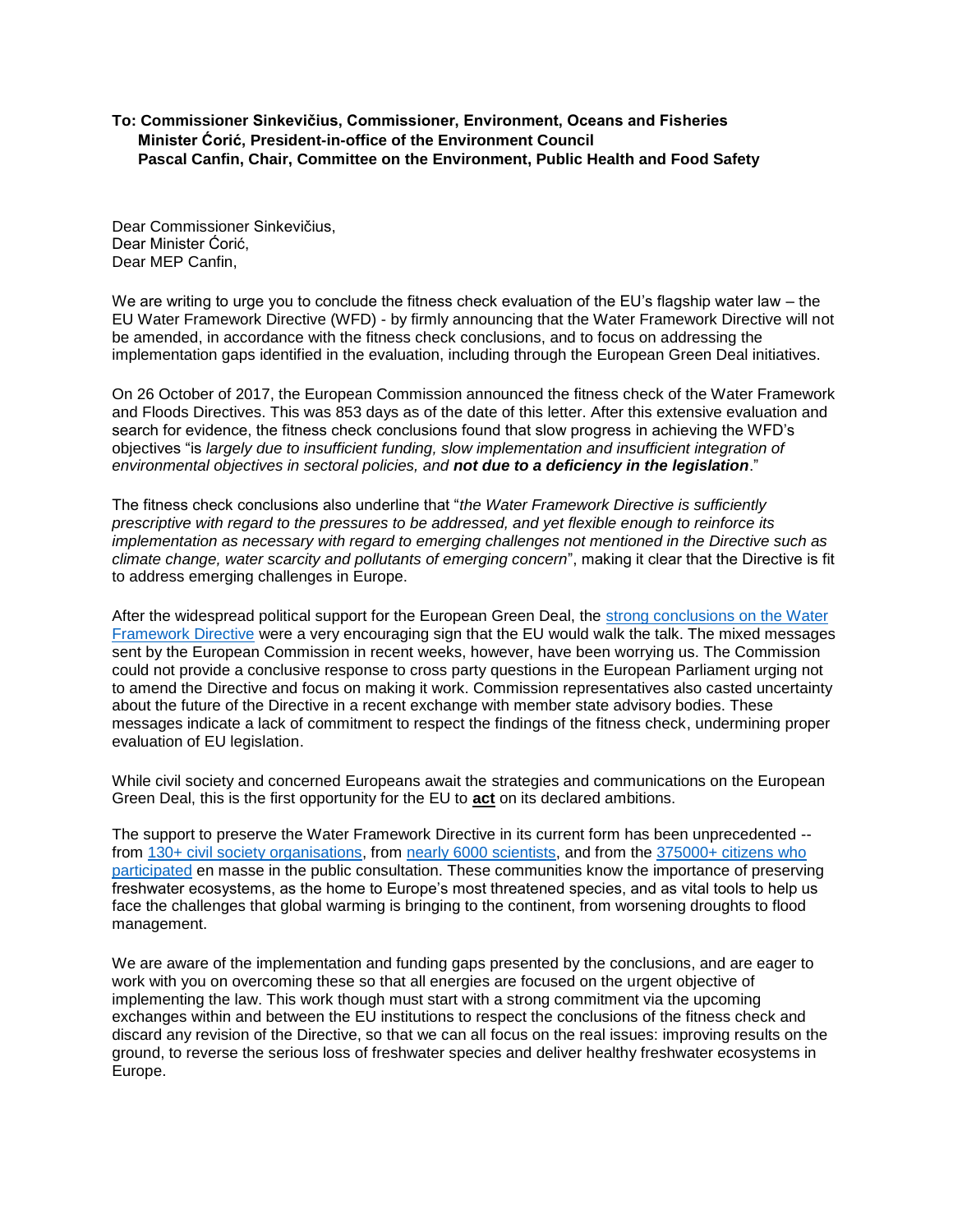**To: Commissioner Sinkevičius, Commissioner, Environment, Oceans and Fisheries**
**Minister Ćorić, President-in-office of the Environment Council**
**Pascal Canfin, Chair, Committee on the Environment, Public Health and Food Safety**

Dear Commissioner Sinkevičius,
Dear Minister Ćorić,
Dear MEP Canfin,

We are writing to urge you to conclude the fitness check evaluation of the EU's flagship water law – the EU Water Framework Directive (WFD) - by firmly announcing that the Water Framework Directive will not be amended, in accordance with the fitness check conclusions, and to focus on addressing the implementation gaps identified in the evaluation, including through the European Green Deal initiatives.

On 26 October of 2017, the European Commission announced the fitness check of the Water Framework and Floods Directives. This was 853 days as of the date of this letter. After this extensive evaluation and search for evidence, the fitness check conclusions found that slow progress in achieving the WFD's objectives "is *largely due to insufficient funding, slow implementation and insufficient integration of environmental objectives in sectoral policies, and* ***not due to a deficiency in the legislation***."

The fitness check conclusions also underline that "*the Water Framework Directive is sufficiently prescriptive with regard to the pressures to be addressed, and yet flexible enough to reinforce its implementation as necessary with regard to emerging challenges not mentioned in the Directive such as climate change, water scarcity and pollutants of emerging concern*", making it clear that the Directive is fit to address emerging challenges in Europe.

After the widespread political support for the European Green Deal, the strong conclusions on the Water Framework Directive were a very encouraging sign that the EU would walk the talk. The mixed messages sent by the European Commission in recent weeks, however, have been worrying us. The Commission could not provide a conclusive response to cross party questions in the European Parliament urging not to amend the Directive and focus on making it work. Commission representatives also casted uncertainty about the future of the Directive in a recent exchange with member state advisory bodies. These messages indicate a lack of commitment to respect the findings of the fitness check, undermining proper evaluation of EU legislation.

While civil society and concerned Europeans await the strategies and communications on the European Green Deal, this is the first opportunity for the EU to **act** on its declared ambitions.

The support to preserve the Water Framework Directive in its current form has been unprecedented -- from 130+ civil society organisations, from nearly 6000 scientists, and from the 375000+ citizens who participated en masse in the public consultation. These communities know the importance of preserving freshwater ecosystems, as the home to Europe's most threatened species, and as vital tools to help us face the challenges that global warming is bringing to the continent, from worsening droughts to flood management.

We are aware of the implementation and funding gaps presented by the conclusions, and are eager to work with you on overcoming these so that all energies are focused on the urgent objective of implementing the law. This work though must start with a strong commitment via the upcoming exchanges within and between the EU institutions to respect the conclusions of the fitness check and discard any revision of the Directive, so that we can all focus on the real issues: improving results on the ground, to reverse the serious loss of freshwater species and deliver healthy freshwater ecosystems in Europe.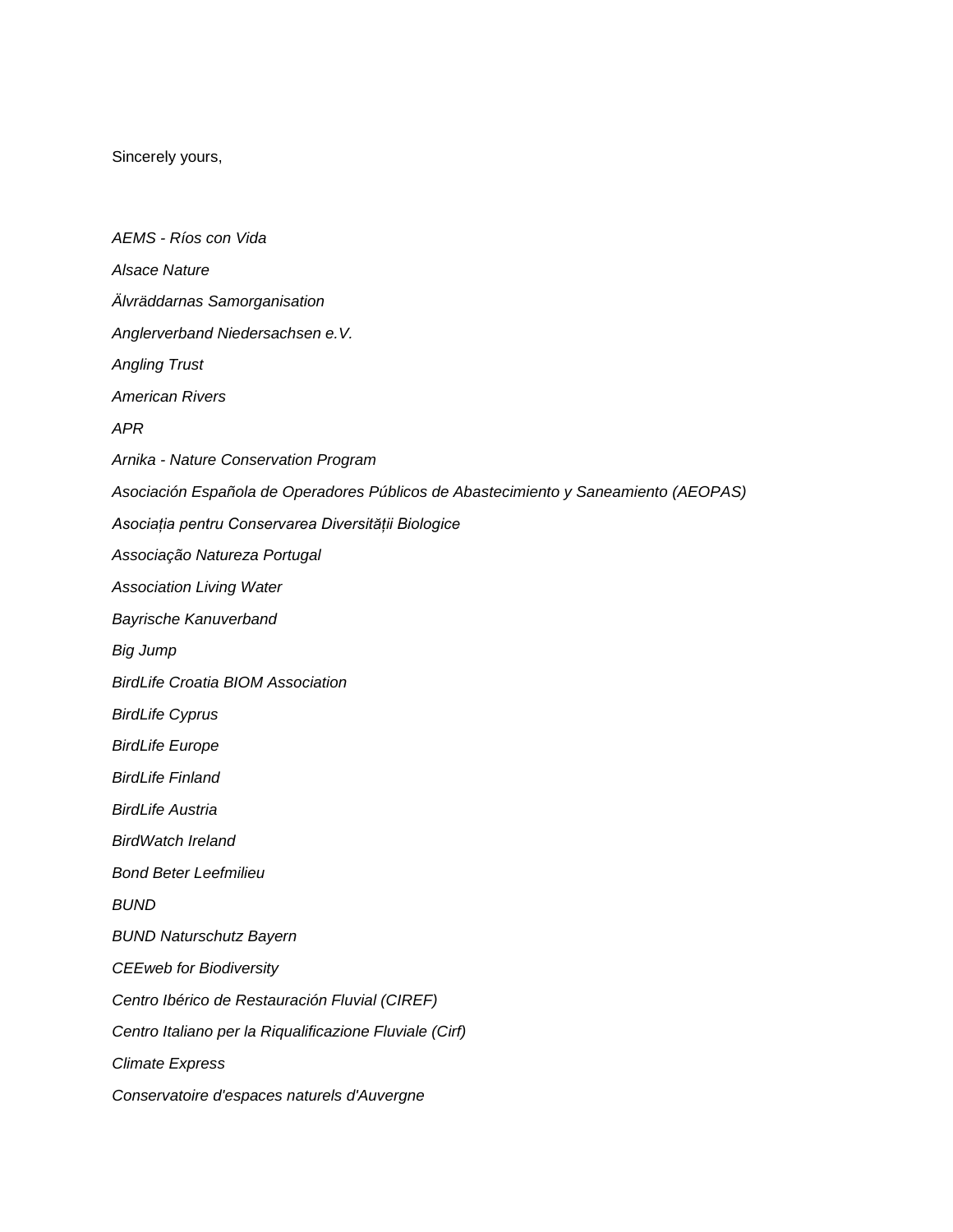Sincerely yours,

*AEMS - Ríos con Vida*

*Alsace Nature*

*Älvräddarnas Samorganisation*

*Anglerverband Niedersachsen e.V.*

*Angling Trust*

*American Rivers*

*APR*

*Arnika - Nature Conservation Program*

*Asociación Española de Operadores Públicos de Abastecimiento y Saneamiento (AEOPAS)*

*Asociația pentru Conservarea Diversității Biologice*

*Associação Natureza Portugal*

*Association Living Water*

*Bayrische Kanuverband*

*Big Jump*

*BirdLife Croatia BIOM Association*

*BirdLife Cyprus*

*BirdLife Europe*

*BirdLife Finland*

*BirdLife Austria*

*BirdWatch Ireland*

*Bond Beter Leefmilieu*

*BUND*

*BUND Naturschutz Bayern*

*CEEweb for Biodiversity*

*Centro Ibérico de Restauración Fluvial (CIREF)*

*Centro Italiano per la Riqualificazione Fluviale (Cirf)*

*Climate Express*

*Conservatoire d'espaces naturels d'Auvergne*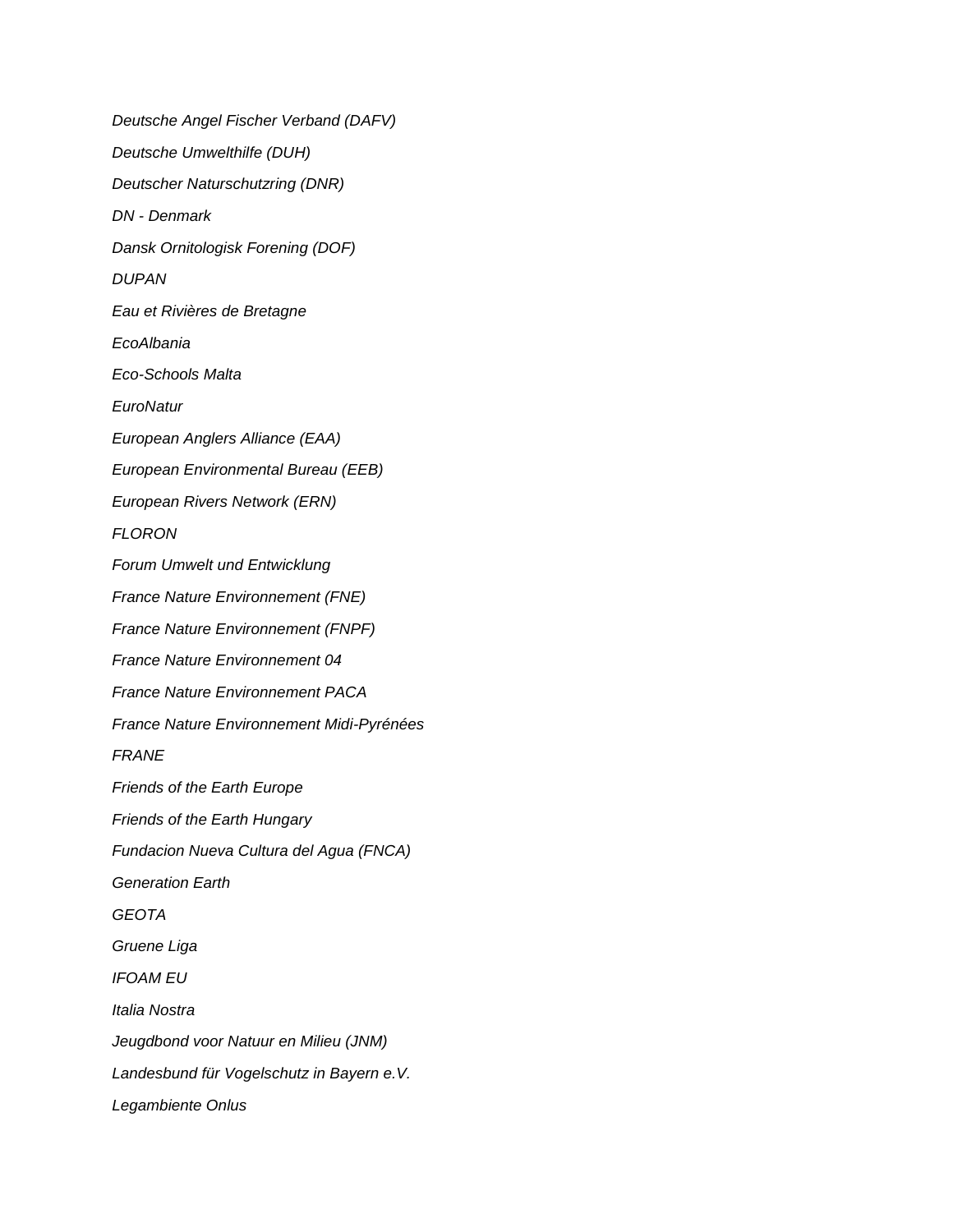*Deutsche Angel Fischer Verband (DAFV)*

*Deutsche Umwelthilfe (DUH)*

*Deutscher Naturschutzring (DNR)*

*DN - Denmark*

*Dansk Ornitologisk Forening (DOF)*

*DUPAN*

*Eau et Rivières de Bretagne*

*EcoAlbania*

*Eco-Schools Malta*

*EuroNatur*

*European Anglers Alliance (EAA)*

*European Environmental Bureau (EEB)*

*European Rivers Network (ERN)*

*FLORON*

*Forum Umwelt und Entwicklung*

*France Nature Environnement (FNE)*

*France Nature Environnement (FNPF)*

*France Nature Environnement 04*

*France Nature Environnement PACA*

*France Nature Environnement Midi-Pyrénées*

*FRANE*

*Friends of the Earth Europe*

*Friends of the Earth Hungary*

*Fundacion Nueva Cultura del Agua (FNCA)*

*Generation Earth*

*GEOTA*

*Gruene Liga*

*IFOAM EU*

*Italia Nostra*

*Jeugdbond voor Natuur en Milieu (JNM)*

*Landesbund für Vogelschutz in Bayern e.V.*

*Legambiente Onlus*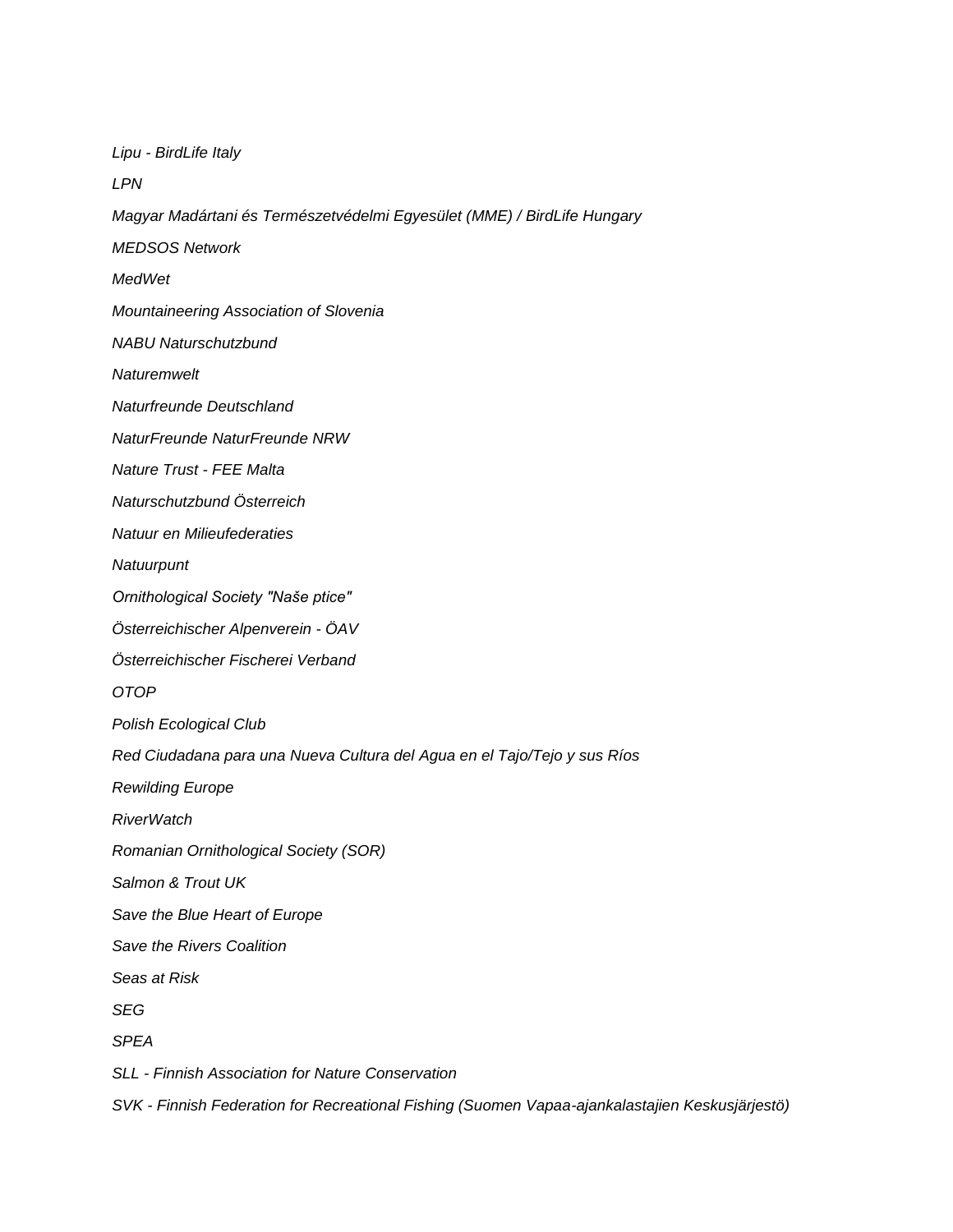*Lipu - BirdLife Italy*

*LPN*

*Magyar Madártani és Természetvédelmi Egyesület (MME) / BirdLife Hungary*

*MEDSOS Network*

*MedWet*

*Mountaineering Association of Slovenia*

*NABU Naturschutzbund*

*Naturemwelt*

*Naturfreunde Deutschland*

*NaturFreunde NaturFreunde NRW*

*Nature Trust - FEE Malta*

*Naturschutzbund Österreich*

*Natuur en Milieufederaties*

*Natuurpunt*

*Ornithological Society "Naše ptice"*

*Österreichischer Alpenverein - ÖAV*

*Österreichischer Fischerei Verband*

*OTOP*

*Polish Ecological Club*

*Red Ciudadana para una Nueva Cultura del Agua en el Tajo/Tejo y sus Ríos*

*Rewilding Europe*

*RiverWatch*

*Romanian Ornithological Society (SOR)*

*Salmon & Trout UK*

*Save the Blue Heart of Europe*

*Save the Rivers Coalition*

*Seas at Risk*

*SEG*

*SPEA*

*SLL - Finnish Association for Nature Conservation*

*SVK - Finnish Federation for Recreational Fishing (Suomen Vapaa-ajankalastajien Keskusjärjestö)*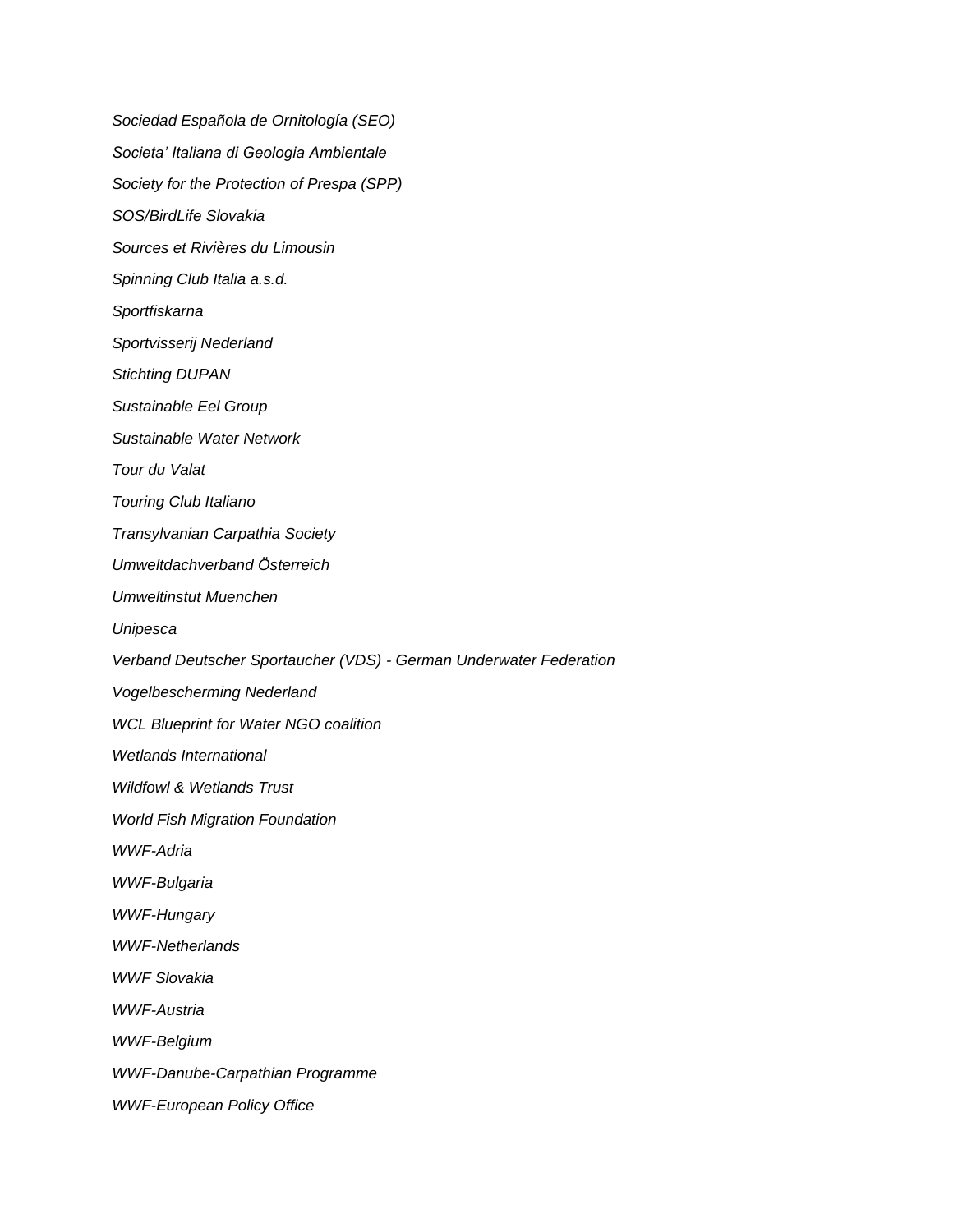*Sociedad Española de Ornitología (SEO)*

*Societa' Italiana di Geologia Ambientale*

*Society for the Protection of Prespa (SPP)*

*SOS/BirdLife Slovakia*

*Sources et Rivières du Limousin*

*Spinning Club Italia a.s.d.*

*Sportfiskarna*

*Sportvisserij Nederland*

*Stichting DUPAN*

*Sustainable Eel Group*

*Sustainable Water Network*

*Tour du Valat*

*Touring Club Italiano*

*Transylvanian Carpathia Society*

*Umweltdachverband Österreich*

*Umweltinstut Muenchen*

*Unipesca*

*Verband Deutscher Sportaucher (VDS) - German Underwater Federation*

*Vogelbescherming Nederland*

*WCL Blueprint for Water NGO coalition*

*Wetlands International*

*Wildfowl & Wetlands Trust*

*World Fish Migration Foundation*

*WWF-Adria*

*WWF-Bulgaria*

*WWF-Hungary*

*WWF-Netherlands*

*WWF Slovakia*

*WWF-Austria*

*WWF-Belgium*

*WWF-Danube-Carpathian Programme*

*WWF-European Policy Office*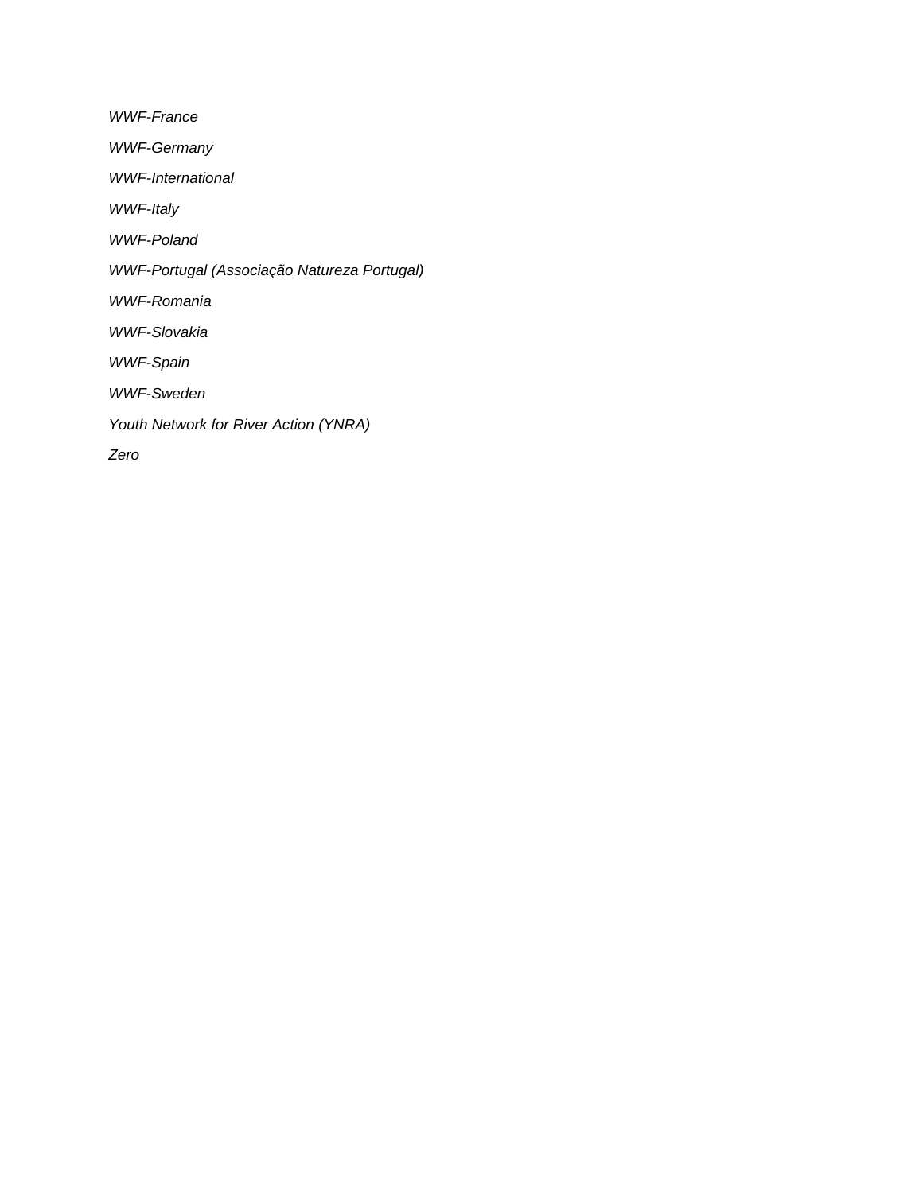*WWF-France*

*WWF-Germany*

*WWF-International*

*WWF-Italy*

*WWF-Poland*

*WWF-Portugal (Associação Natureza Portugal)*

*WWF-Romania*

*WWF-Slovakia*

*WWF-Spain*

*WWF-Sweden*

*Youth Network for River Action (YNRA)*

*Zero*